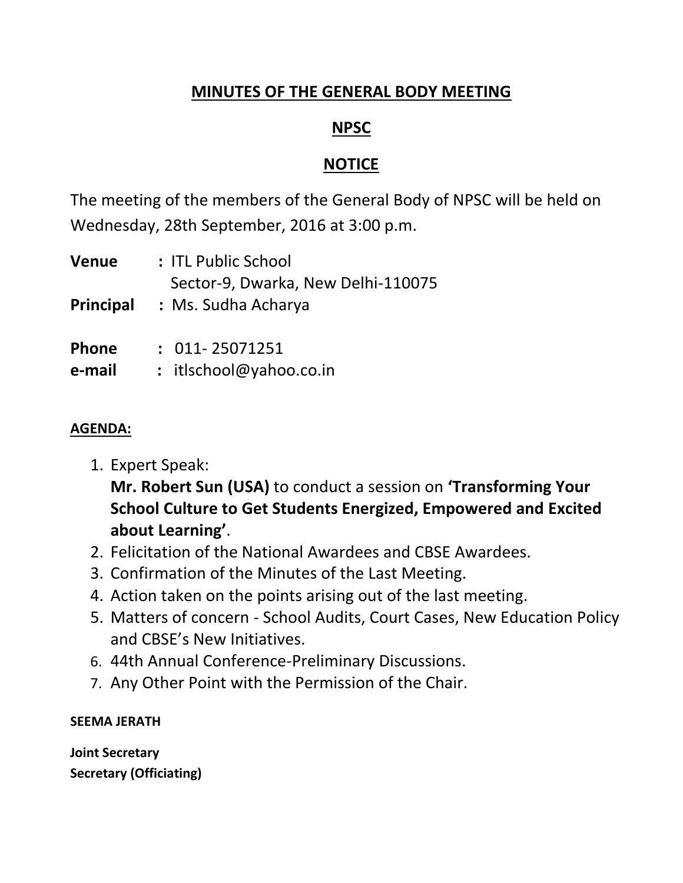# MINUTES OF THE GENERAL BODY MEETING

## NPSC

## NOTICE

The meeting of the members of the General Body of NPSC will be held on Wednesday, 28th September, 2016 at 3:00 p.m.

**Venue** : ITL Public School
Sector-9, Dwarka, New Delhi-110075

**Principal** : Ms. Sudha Acharya

**Phone** : 011- 25071251

**e-mail** : itlschool@yahoo.co.in

**AGENDA:**

1. Expert Speak:
   **Mr. Robert Sun (USA)** to conduct a session on **'Transforming Your School Culture to Get Students Energized, Empowered and Excited about Learning'**.
2. Felicitation of the National Awardees and CBSE Awardees.
3. Confirmation of the Minutes of the Last Meeting.
4. Action taken on the points arising out of the last meeting.
5. Matters of concern - School Audits, Court Cases, New Education Policy and CBSE's New Initiatives.
6. 44th Annual Conference-Preliminary Discussions.
7. Any Other Point with the Permission of the Chair.

**SEEMA JERATH**

**Joint Secretary**
**Secretary (Officiating)**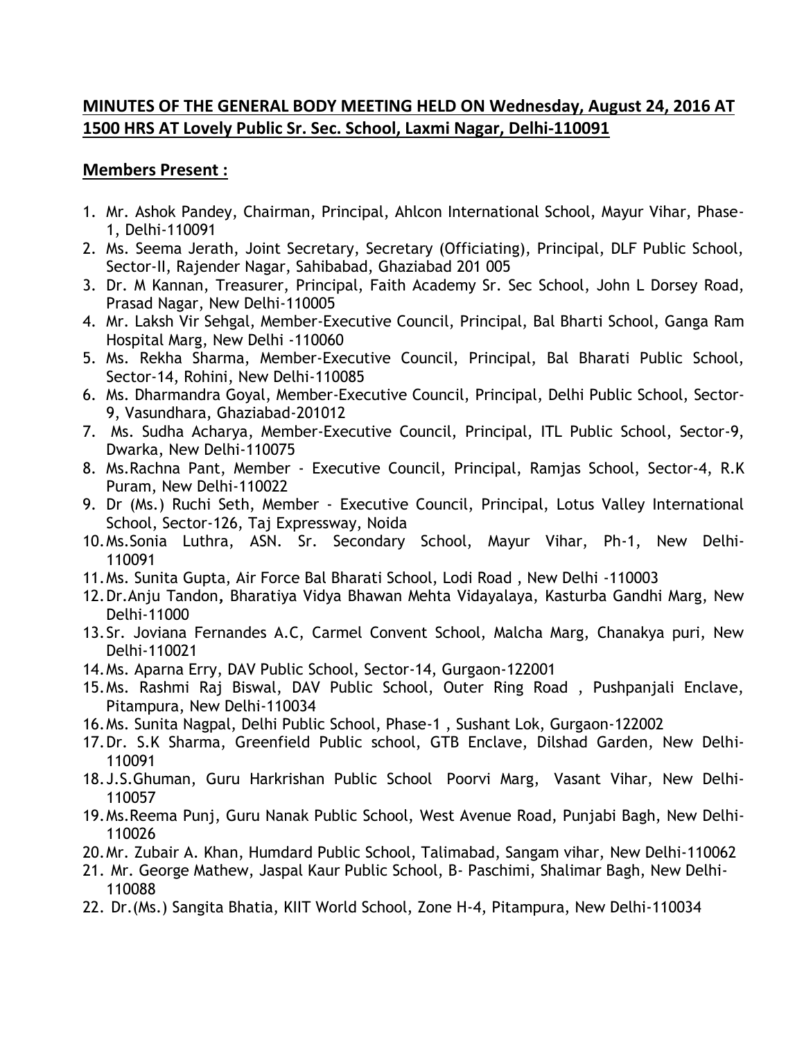## MINUTES OF THE GENERAL BODY MEETING HELD ON Wednesday, August 24, 2016 AT 1500 HRS AT Lovely Public Sr. Sec. School, Laxmi Nagar, Delhi-110091

### Members Present :

1. Mr. Ashok Pandey, Chairman, Principal, Ahlcon International School, Mayur Vihar, Phase-1, Delhi-110091
2. Ms. Seema Jerath, Joint Secretary, Secretary (Officiating), Principal, DLF Public School, Sector-II, Rajender Nagar, Sahibabad, Ghaziabad 201 005
3. Dr. M Kannan, Treasurer, Principal, Faith Academy Sr. Sec School, John L Dorsey Road, Prasad Nagar, New Delhi-110005
4. Mr. Laksh Vir Sehgal, Member-Executive Council, Principal, Bal Bharti School, Ganga Ram Hospital Marg, New Delhi -110060
5. Ms. Rekha Sharma, Member-Executive Council, Principal, Bal Bharati Public School, Sector-14, Rohini, New Delhi-110085
6. Ms. Dharmandra Goyal, Member-Executive Council, Principal, Delhi Public School, Sector-9, Vasundhara, Ghaziabad-201012
7. Ms. Sudha Acharya, Member-Executive Council, Principal, ITL Public School, Sector-9, Dwarka, New Delhi-110075
8. Ms.Rachna Pant, Member - Executive Council, Principal, Ramjas School, Sector-4, R.K Puram, New Delhi-110022
9. Dr (Ms.) Ruchi Seth, Member - Executive Council, Principal, Lotus Valley International School, Sector-126, Taj Expressway, Noida
10. Ms.Sonia Luthra, ASN. Sr. Secondary School, Mayur Vihar, Ph-1, New Delhi-110091
11. Ms. Sunita Gupta, Air Force Bal Bharati School, Lodi Road , New Delhi -110003
12. Dr.Anju Tandon, Bharatiya Vidya Bhawan Mehta Vidayalaya, Kasturba Gandhi Marg, New Delhi-11000
13. Sr. Joviana Fernandes A.C, Carmel Convent School, Malcha Marg, Chanakya puri, New Delhi-110021
14. Ms. Aparna Erry, DAV Public School, Sector-14, Gurgaon-122001
15. Ms. Rashmi Raj Biswal, DAV Public School, Outer Ring Road , Pushpanjali Enclave, Pitampura, New Delhi-110034
16. Ms. Sunita Nagpal, Delhi Public School, Phase-1 , Sushant Lok, Gurgaon-122002
17. Dr. S.K Sharma, Greenfield Public school, GTB Enclave, Dilshad Garden, New Delhi-110091
18. J.S.Ghuman, Guru Harkrishan Public School Poorvi Marg, Vasant Vihar, New Delhi-110057
19. Ms.Reema Punj, Guru Nanak Public School, West Avenue Road, Punjabi Bagh, New Delhi-110026
20. Mr. Zubair A. Khan, Humdard Public School, Talimabad, Sangam vihar, New Delhi-110062
21. Mr. George Mathew, Jaspal Kaur Public School, B- Paschimi, Shalimar Bagh, New Delhi-110088
22. Dr.(Ms.) Sangita Bhatia, KIIT World School, Zone H-4, Pitampura, New Delhi-110034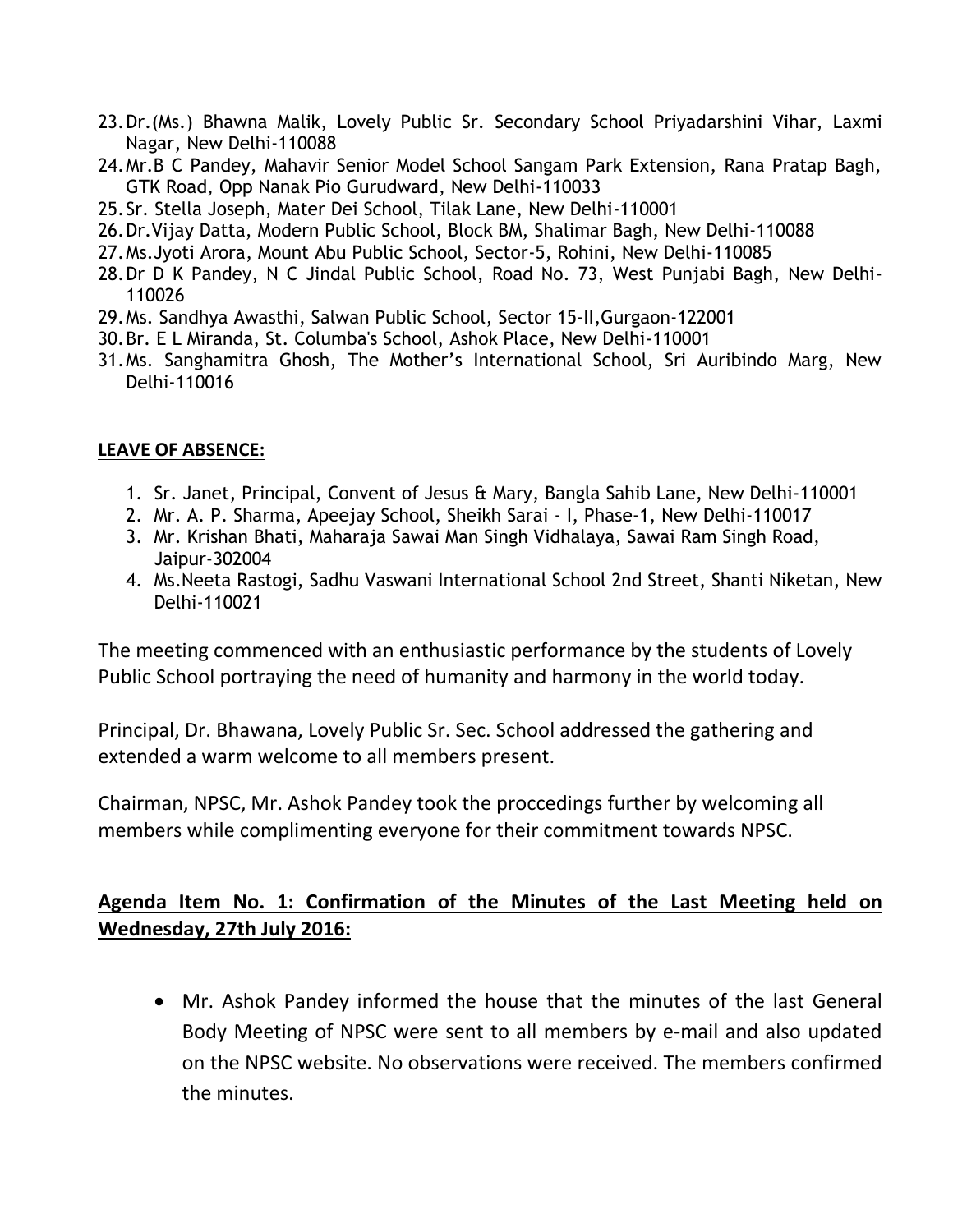23. Dr.(Ms.) Bhawna Malik, Lovely Public Sr. Secondary School Priyadarshini Vihar, Laxmi Nagar, New Delhi-110088
24. Mr.B C Pandey, Mahavir Senior Model School Sangam Park Extension, Rana Pratap Bagh, GTK Road, Opp Nanak Pio Gurudward, New Delhi-110033
25. Sr. Stella Joseph, Mater Dei School, Tilak Lane, New Delhi-110001
26. Dr.Vijay Datta, Modern Public School, Block BM, Shalimar Bagh, New Delhi-110088
27. Ms.Jyoti Arora, Mount Abu Public School, Sector-5, Rohini, New Delhi-110085
28. Dr D K Pandey, N C Jindal Public School, Road No. 73, West Punjabi Bagh, New Delhi-110026
29. Ms. Sandhya Awasthi, Salwan Public School, Sector 15-II,Gurgaon-122001
30. Br. E L Miranda, St. Columba's School, Ashok Place, New Delhi-110001
31. Ms. Sanghamitra Ghosh, The Mother's International School, Sri Auribindo Marg, New Delhi-110016

**LEAVE OF ABSENCE:**

1. Sr. Janet, Principal, Convent of Jesus & Mary, Bangla Sahib Lane, New Delhi-110001
2. Mr. A. P. Sharma, Apeejay School, Sheikh Sarai - I, Phase-1, New Delhi-110017
3. Mr. Krishan Bhati, Maharaja Sawai Man Singh Vidhalaya, Sawai Ram Singh Road, Jaipur-302004
4. Ms.Neeta Rastogi, Sadhu Vaswani International School 2nd Street, Shanti Niketan, New Delhi-110021

The meeting commenced with an enthusiastic performance by the students of Lovely Public School portraying the need of humanity and harmony in the world today.

Principal, Dr. Bhawana, Lovely Public Sr. Sec. School addressed the gathering and extended a warm welcome to all members present.

Chairman, NPSC, Mr. Ashok Pandey took the proccedings further by welcoming all members while complimenting everyone for their commitment towards NPSC.

## Agenda Item No. 1: Confirmation of the Minutes of the Last Meeting held on Wednesday, 27th July 2016:

- Mr. Ashok Pandey informed the house that the minutes of the last General Body Meeting of NPSC were sent to all members by e-mail and also updated on the NPSC website. No observations were received. The members confirmed the minutes.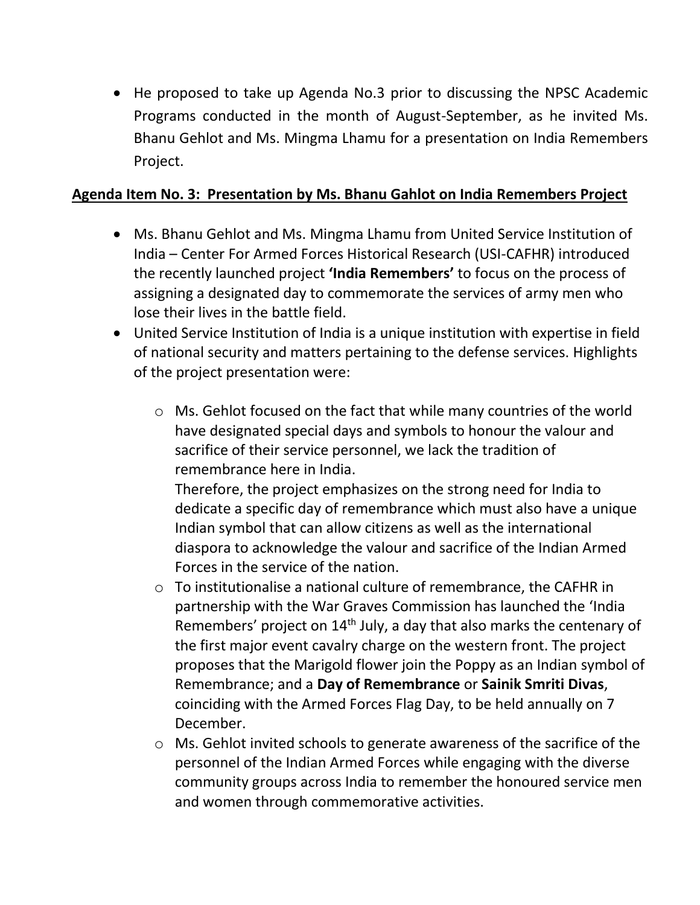- He proposed to take up Agenda No.3 prior to discussing the NPSC Academic Programs conducted in the month of August-September, as he invited Ms. Bhanu Gehlot and Ms. Mingma Lhamu for a presentation on India Remembers Project.

**Agenda Item No. 3: Presentation by Ms. Bhanu Gahlot on India Remembers Project**

- Ms. Bhanu Gehlot and Ms. Mingma Lhamu from United Service Institution of India – Center For Armed Forces Historical Research (USI-CAFHR) introduced the recently launched project **'India Remembers'** to focus on the process of assigning a designated day to commemorate the services of army men who lose their lives in the battle field.
- United Service Institution of India is a unique institution with expertise in field of national security and matters pertaining to the defense services. Highlights of the project presentation were:
    - Ms. Gehlot focused on the fact that while many countries of the world have designated special days and symbols to honour the valour and sacrifice of their service personnel, we lack the tradition of remembrance here in India.
      Therefore, the project emphasizes on the strong need for India to dedicate a specific day of remembrance which must also have a unique Indian symbol that can allow citizens as well as the international diaspora to acknowledge the valour and sacrifice of the Indian Armed Forces in the service of the nation.
    - To institutionalise a national culture of remembrance, the CAFHR in partnership with the War Graves Commission has launched the 'India Remembers' project on 14th July, a day that also marks the centenary of the first major event cavalry charge on the western front. The project proposes that the Marigold flower join the Poppy as an Indian symbol of Remembrance; and a **Day of Remembrance** or **Sainik Smriti Divas**, coinciding with the Armed Forces Flag Day, to be held annually on 7 December.
    - Ms. Gehlot invited schools to generate awareness of the sacrifice of the personnel of the Indian Armed Forces while engaging with the diverse community groups across India to remember the honoured service men and women through commemorative activities.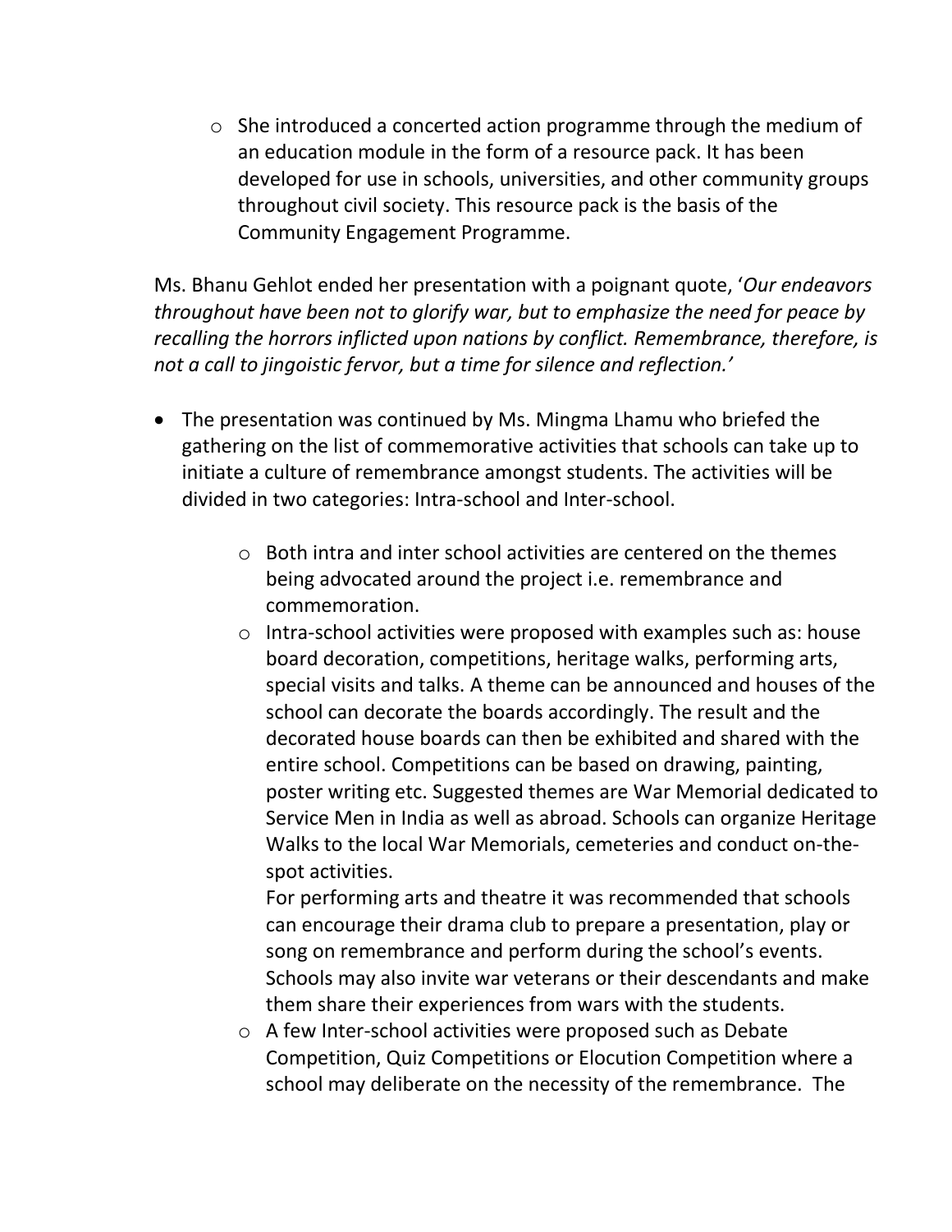- She introduced a concerted action programme through the medium of an education module in the form of a resource pack. It has been developed for use in schools, universities, and other community groups throughout civil society. This resource pack is the basis of the Community Engagement Programme.

Ms. Bhanu Gehlot ended her presentation with a poignant quote, '*Our endeavors throughout have been not to glorify war, but to emphasize the need for peace by recalling the horrors inflicted upon nations by conflict. Remembrance, therefore, is not a call to jingoistic fervor, but a time for silence and reflection.*'

- The presentation was continued by Ms. Mingma Lhamu who briefed the gathering on the list of commemorative activities that schools can take up to initiate a culture of remembrance amongst students. The activities will be divided in two categories: Intra-school and Inter-school.

    - Both intra and inter school activities are centered on the themes being advocated around the project i.e. remembrance and commemoration.
    - Intra-school activities were proposed with examples such as: house board decoration, competitions, heritage walks, performing arts, special visits and talks. A theme can be announced and houses of the school can decorate the boards accordingly. The result and the decorated house boards can then be exhibited and shared with the entire school. Competitions can be based on drawing, painting, poster writing etc. Suggested themes are War Memorial dedicated to Service Men in India as well as abroad. Schools can organize Heritage Walks to the local War Memorials, cemeteries and conduct on-the-spot activities.
    For performing arts and theatre it was recommended that schools can encourage their drama club to prepare a presentation, play or song on remembrance and perform during the school's events. Schools may also invite war veterans or their descendants and make them share their experiences from wars with the students.
    - A few Inter-school activities were proposed such as Debate Competition, Quiz Competitions or Elocution Competition where a school may deliberate on the necessity of the remembrance. The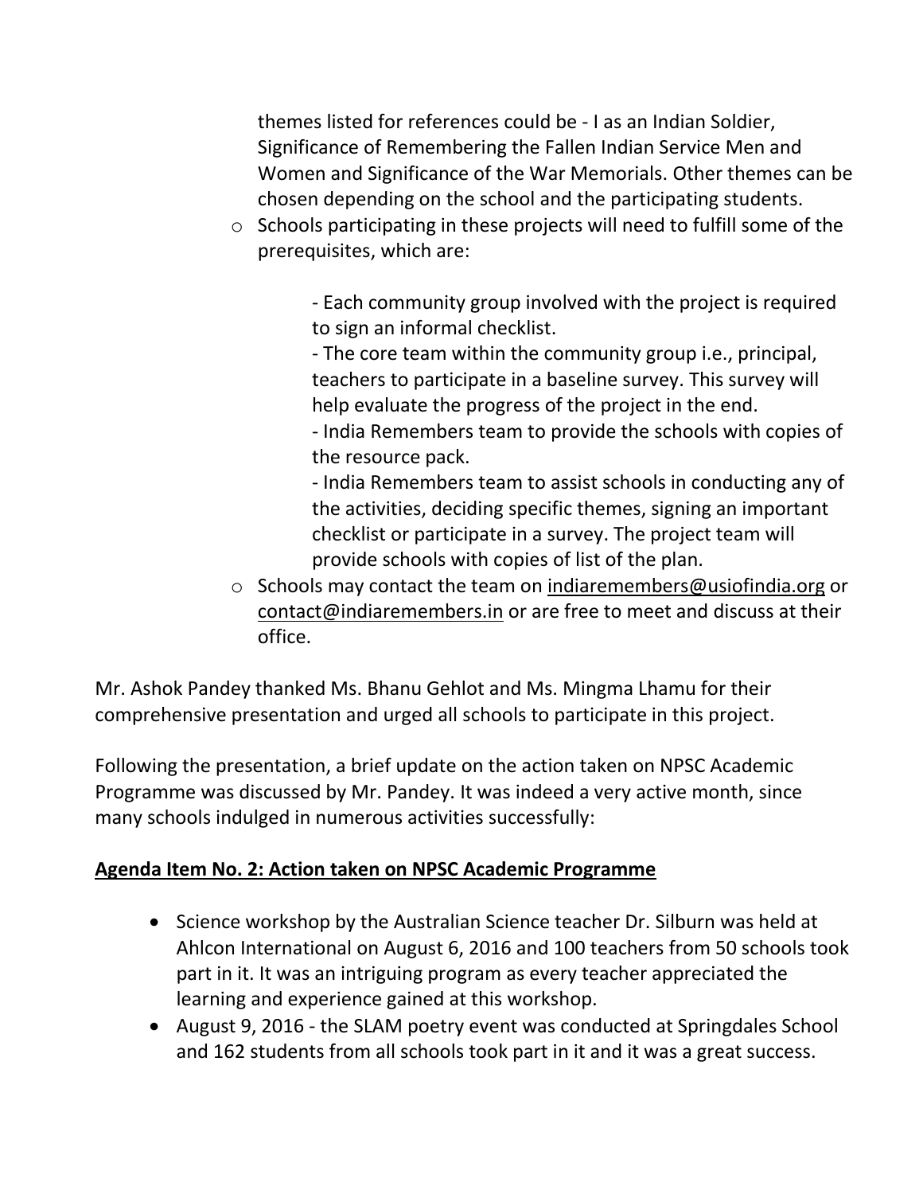themes listed for references could be - I as an Indian Soldier, Significance of Remembering the Fallen Indian Service Men and Women and Significance of the War Memorials. Other themes can be chosen depending on the school and the participating students.

- Schools participating in these projects will need to fulfill some of the prerequisites, which are:

    - Each community group involved with the project is required to sign an informal checklist.
    - The core team within the community group i.e., principal, teachers to participate in a baseline survey. This survey will help evaluate the progress of the project in the end.
    - India Remembers team to provide the schools with copies of the resource pack.
    - India Remembers team to assist schools in conducting any of the activities, deciding specific themes, signing an important checklist or participate in a survey. The project team will provide schools with copies of list of the plan.

- Schools may contact the team on indiaremembers@usiofindia.org or contact@indiaremembers.in or are free to meet and discuss at their office.

Mr. Ashok Pandey thanked Ms. Bhanu Gehlot and Ms. Mingma Lhamu for their comprehensive presentation and urged all schools to participate in this project.

Following the presentation, a brief update on the action taken on NPSC Academic Programme was discussed by Mr. Pandey. It was indeed a very active month, since many schools indulged in numerous activities successfully:

**Agenda Item No. 2: Action taken on NPSC Academic Programme**

- Science workshop by the Australian Science teacher Dr. Silburn was held at Ahlcon International on August 6, 2016 and 100 teachers from 50 schools took part in it. It was an intriguing program as every teacher appreciated the learning and experience gained at this workshop.
- August 9, 2016 - the SLAM poetry event was conducted at Springdales School and 162 students from all schools took part in it and it was a great success.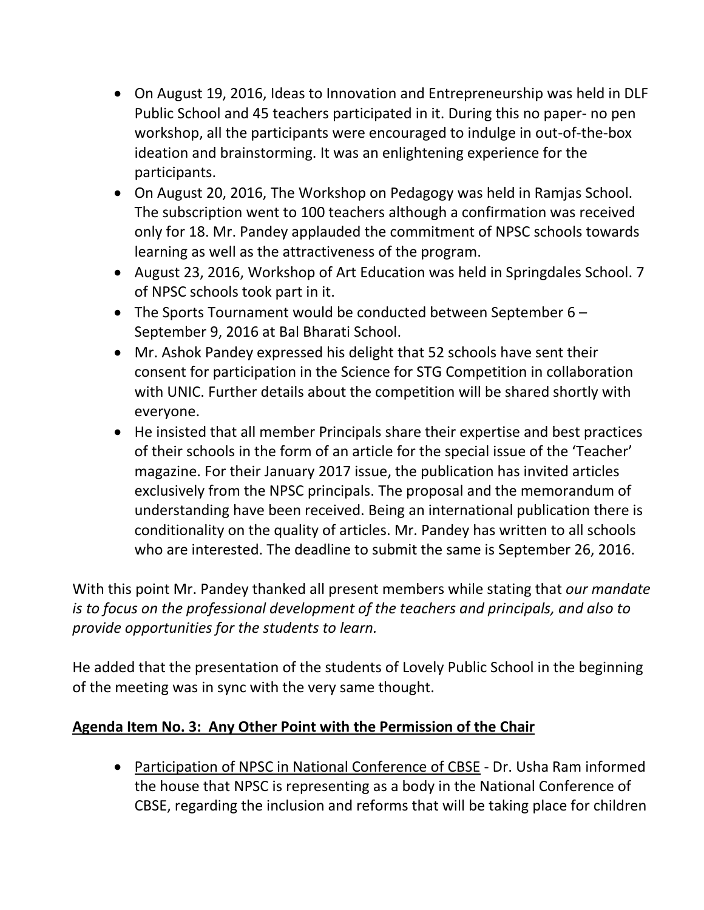- On August 19, 2016, Ideas to Innovation and Entrepreneurship was held in DLF Public School and 45 teachers participated in it. During this no paper- no pen workshop, all the participants were encouraged to indulge in out-of-the-box ideation and brainstorming. It was an enlightening experience for the participants.
- On August 20, 2016, The Workshop on Pedagogy was held in Ramjas School. The subscription went to 100 teachers although a confirmation was received only for 18. Mr. Pandey applauded the commitment of NPSC schools towards learning as well as the attractiveness of the program.
- August 23, 2016, Workshop of Art Education was held in Springdales School. 7 of NPSC schools took part in it.
- The Sports Tournament would be conducted between September 6 – September 9, 2016 at Bal Bharati School.
- Mr. Ashok Pandey expressed his delight that 52 schools have sent their consent for participation in the Science for STG Competition in collaboration with UNIC. Further details about the competition will be shared shortly with everyone.
- He insisted that all member Principals share their expertise and best practices of their schools in the form of an article for the special issue of the 'Teacher' magazine. For their January 2017 issue, the publication has invited articles exclusively from the NPSC principals. The proposal and the memorandum of understanding have been received. Being an international publication there is conditionality on the quality of articles. Mr. Pandey has written to all schools who are interested. The deadline to submit the same is September 26, 2016.

With this point Mr. Pandey thanked all present members while stating that *our mandate is to focus on the professional development of the teachers and principals, and also to provide opportunities for the students to learn.*

He added that the presentation of the students of Lovely Public School in the beginning of the meeting was in sync with the very same thought.

## **Agenda Item No. 3: Any Other Point with the Permission of the Chair**

- Participation of NPSC in National Conference of CBSE - Dr. Usha Ram informed the house that NPSC is representing as a body in the National Conference of CBSE, regarding the inclusion and reforms that will be taking place for children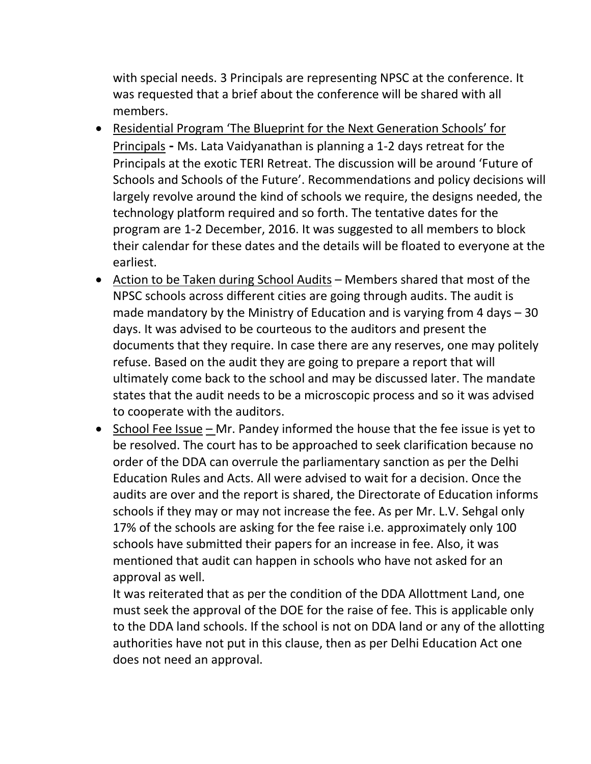with special needs. 3 Principals are representing NPSC at the conference. It was requested that a brief about the conference will be shared with all members.

- <u>Residential Program 'The Blueprint for the Next Generation Schools' for Principals</u> **-** Ms. Lata Vaidyanathan is planning a 1-2 days retreat for the Principals at the exotic TERI Retreat. The discussion will be around 'Future of Schools and Schools of the Future'. Recommendations and policy decisions will largely revolve around the kind of schools we require, the designs needed, the technology platform required and so forth. The tentative dates for the program are 1-2 December, 2016. It was suggested to all members to block their calendar for these dates and the details will be floated to everyone at the earliest.
- <u>Action to be Taken during School Audits</u> – Members shared that most of the NPSC schools across different cities are going through audits. The audit is made mandatory by the Ministry of Education and is varying from 4 days – 30 days. It was advised to be courteous to the auditors and present the documents that they require. In case there are any reserves, one may politely refuse. Based on the audit they are going to prepare a report that will ultimately come back to the school and may be discussed later. The mandate states that the audit needs to be a microscopic process and so it was advised to cooperate with the auditors.
- <u>School Fee Issue –</u> Mr. Pandey informed the house that the fee issue is yet to be resolved. The court has to be approached to seek clarification because no order of the DDA can overrule the parliamentary sanction as per the Delhi Education Rules and Acts. All were advised to wait for a decision. Once the audits are over and the report is shared, the Directorate of Education informs schools if they may or may not increase the fee. As per Mr. L.V. Sehgal only 17% of the schools are asking for the fee raise i.e. approximately only 100 schools have submitted their papers for an increase in fee. Also, it was mentioned that audit can happen in schools who have not asked for an approval as well.

  It was reiterated that as per the condition of the DDA Allottment Land, one must seek the approval of the DOE for the raise of fee. This is applicable only to the DDA land schools. If the school is not on DDA land or any of the allotting authorities have not put in this clause, then as per Delhi Education Act one does not need an approval.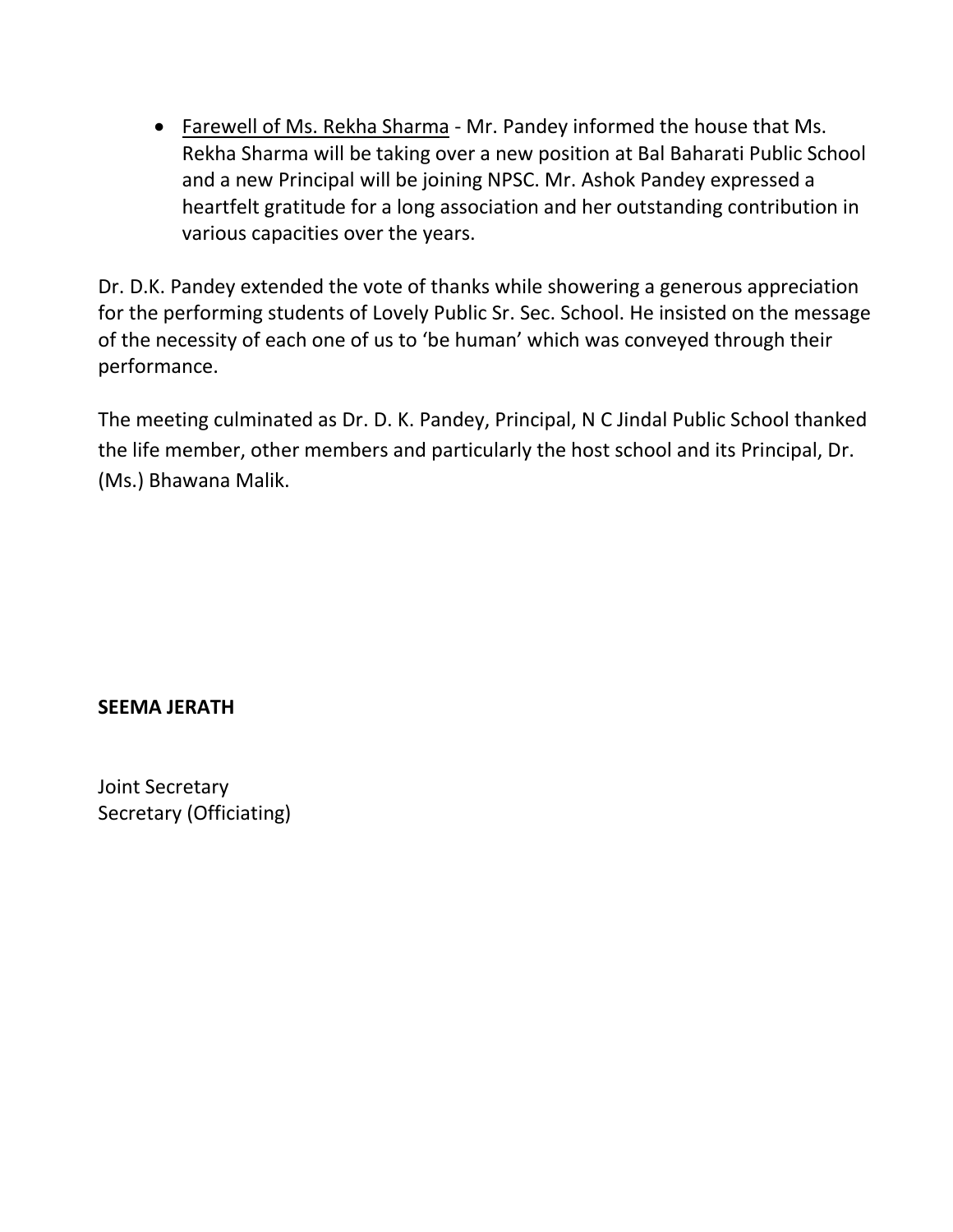- Farewell of Ms. Rekha Sharma - Mr. Pandey informed the house that Ms. Rekha Sharma will be taking over a new position at Bal Baharati Public School and a new Principal will be joining NPSC. Mr. Ashok Pandey expressed a heartfelt gratitude for a long association and her outstanding contribution in various capacities over the years.

Dr. D.K. Pandey extended the vote of thanks while showering a generous appreciation for the performing students of Lovely Public Sr. Sec. School. He insisted on the message of the necessity of each one of us to 'be human' which was conveyed through their performance.

The meeting culminated as Dr. D. K. Pandey, Principal, N C Jindal Public School thanked the life member, other members and particularly the host school and its Principal, Dr. (Ms.) Bhawana Malik.

**SEEMA JERATH**

Joint Secretary
Secretary (Officiating)